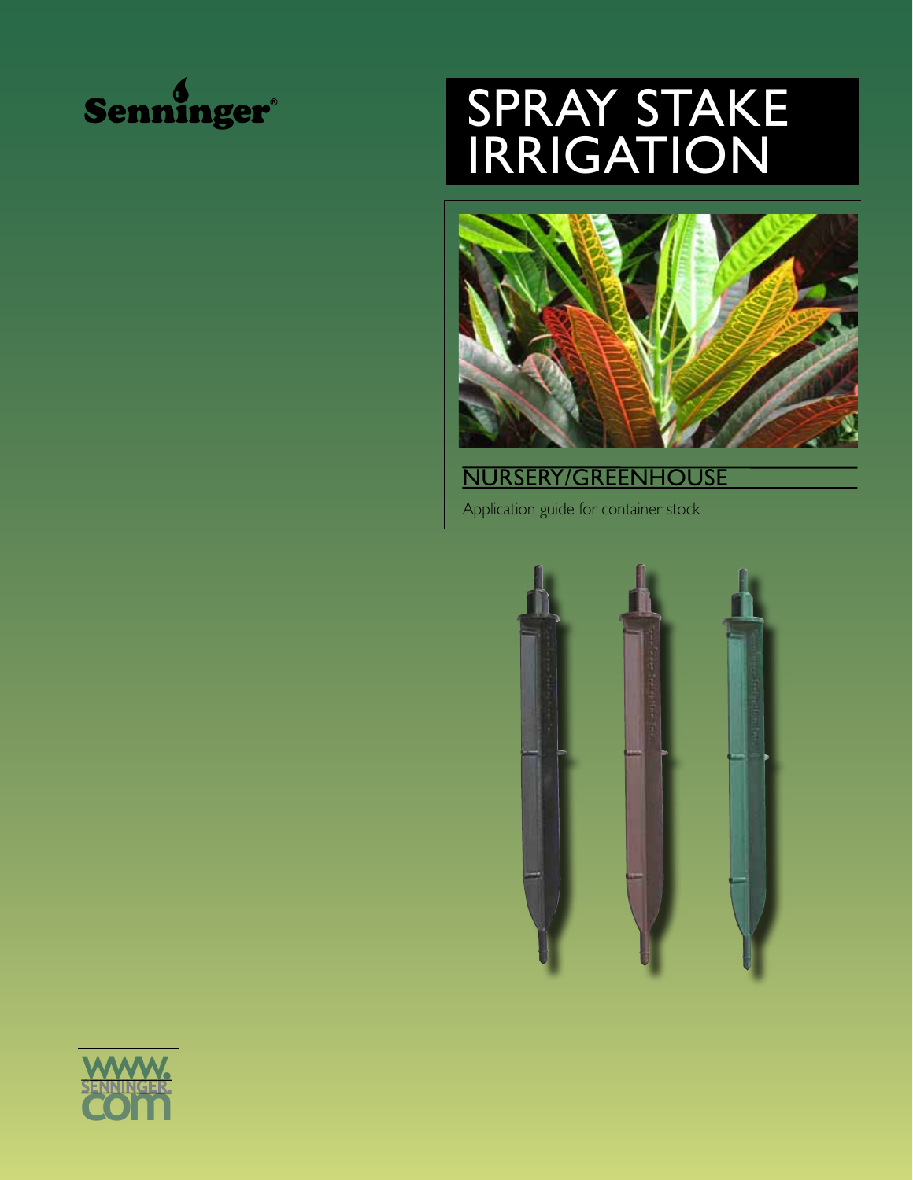Senninger®

# SPRAY STAKE IRRIGATION

## NURSERY/GREENHOUSE

Application guide for container stock

WWW.SENNINGER.COM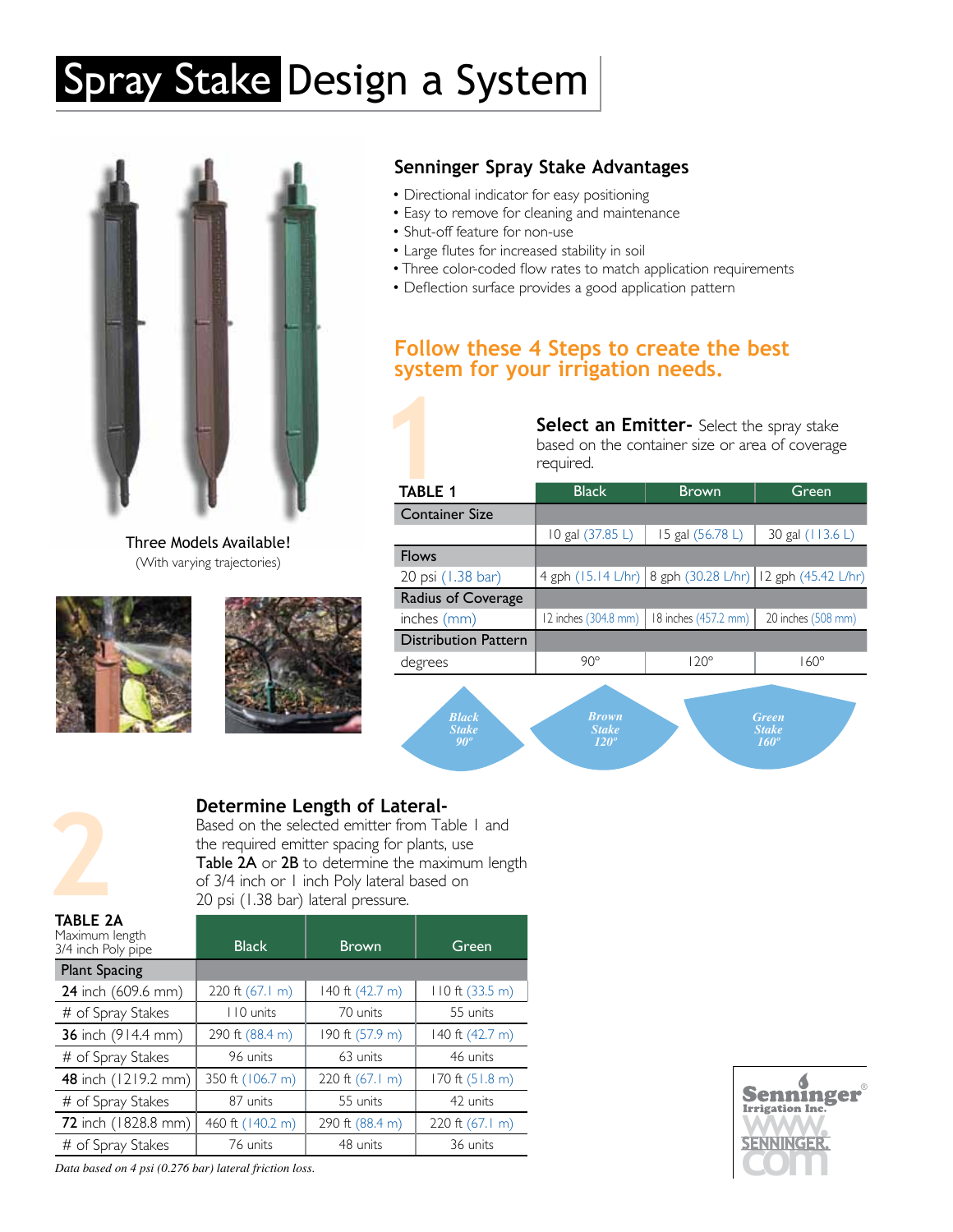# Spray Stake Design a System

Three Models Available!
(With varying trajectories)

## Senninger Spray Stake Advantages

- Directional indicator for easy positioning
- Easy to remove for cleaning and maintenance
- Shut-off feature for non-use
- Large flutes for increased stability in soil
- Three color-coded flow rates to match application requirements
- Deflection surface provides a good application pattern

## Follow these 4 Steps to create the best system for your irrigation needs.

### 1

**Select an Emitter-** Select the spray stake based on the container size or area of coverage required.

| TABLE 1 | Black | Brown | Green |
|---|---|---|---|
| **Container Size** | | | |
| | 10 gal (37.85 L) | 15 gal (56.78 L) | 30 gal (113.6 L) |
| **Flows** | | | |
| 20 psi (1.38 bar) | 4 gph (15.14 L/hr) | 8 gph (30.28 L/hr) | 12 gph (45.42 L/hr) |
| **Radius of Coverage** | | | |
| inches (mm) | 12 inches (304.8 mm) | 18 inches (457.2 mm) | 20 inches (508 mm) |
| **Distribution Pattern** | | | |
| degrees | 90° | 120° | 160° |

*Black Stake 90°* *Brown Stake 120°* *Green Stake 160°*

### 2

**Determine Length of Lateral-**
Based on the selected emitter from Table 1 and the required emitter spacing for plants, use **Table 2A** or **2B** to determine the maximum length of 3/4 inch or 1 inch Poly lateral based on 20 psi (1.38 bar) lateral pressure.

| TABLE 2A Maximum length 3/4 inch Poly pipe | Black | Brown | Green |
|---|---|---|---|
| **Plant Spacing** | | | |
| **24** inch (609.6 mm) | 220 ft (67.1 m) | 140 ft (42.7 m) | 110 ft (33.5 m) |
| # of Spray Stakes | 110 units | 70 units | 55 units |
| **36** inch (914.4 mm) | 290 ft (88.4 m) | 190 ft (57.9 m) | 140 ft (42.7 m) |
| # of Spray Stakes | 96 units | 63 units | 46 units |
| **48** inch (1219.2 mm) | 350 ft (106.7 m) | 220 ft (67.1 m) | 170 ft (51.8 m) |
| # of Spray Stakes | 87 units | 55 units | 42 units |
| **72** inch (1828.8 mm) | 460 ft (140.2 m) | 290 ft (88.4 m) | 220 ft (67.1 m) |
| # of Spray Stakes | 76 units | 48 units | 36 units |

*Data based on 4 psi (0.276 bar) lateral friction loss.*

Senninger® Irrigation Inc.
www.senninger.com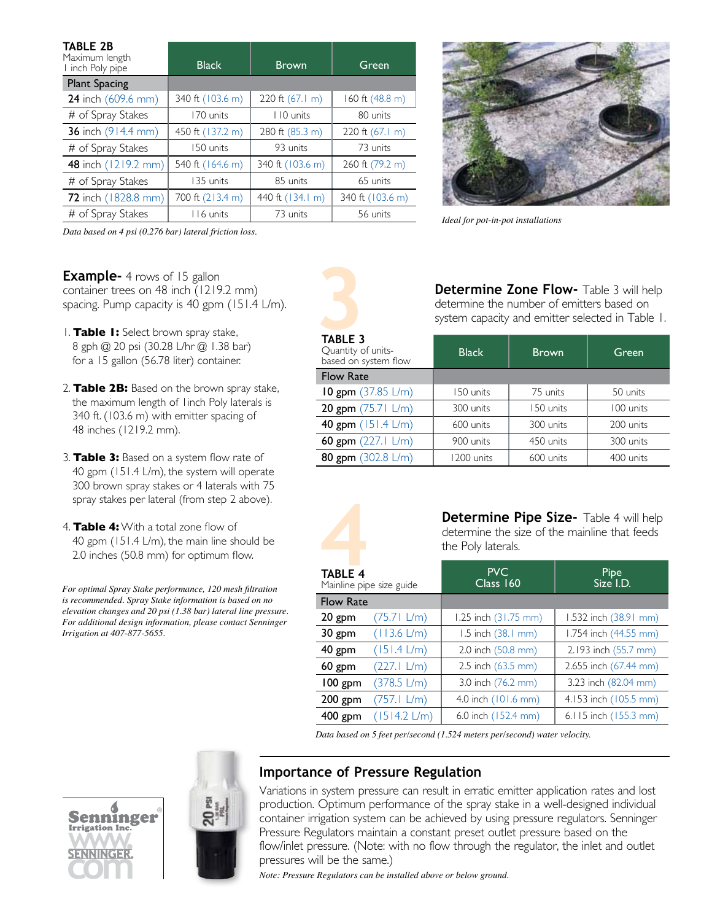**TABLE 2B**
Maximum length
1 inch Poly pipe

| Plant Spacing | Black | Brown | Green |
|---|---|---|---|
| **24** inch (609.6 mm) | 340 ft (103.6 m) | 220 ft (67.1 m) | 160 ft (48.8 m) |
| # of Spray Stakes | 170 units | 110 units | 80 units |
| **36** inch (914.4 mm) | 450 ft (137.2 m) | 280 ft (85.3 m) | 220 ft (67.1 m) |
| # of Spray Stakes | 150 units | 93 units | 73 units |
| **48** inch (1219.2 mm) | 540 ft (164.6 m) | 340 ft (103.6 m) | 260 ft (79.2 m) |
| # of Spray Stakes | 135 units | 85 units | 65 units |
| **72** inch (1828.8 mm) | 700 ft (213.4 m) | 440 ft (134.1 m) | 340 ft (103.6 m) |
| # of Spray Stakes | 116 units | 73 units | 56 units |

*Data based on 4 psi (0.276 bar) lateral friction loss.*

*Ideal for pot-in-pot installations*

**Example-** 4 rows of 15 gallon container trees on 48 inch (1219.2 mm) spacing. Pump capacity is 40 gpm (151.4 L/m).

1. **Table 1:** Select brown spray stake, 8 gph @ 20 psi (30.28 L/hr @ 1.38 bar) for a 15 gallon (56.78 liter) container.
2. **Table 2B:** Based on the brown spray stake, the maximum length of 1inch Poly laterals is 340 ft. (103.6 m) with emitter spacing of 48 inches (1219.2 mm).
3. **Table 3:** Based on a system flow rate of 40 gpm (151.4 L/m), the system will operate 300 brown spray stakes or 4 laterals with 75 spray stakes per lateral (from step 2 above).
4. **Table 4:** With a total zone flow of 40 gpm (151.4 L/m), the main line should be 2.0 inches (50.8 mm) for optimum flow.

*For optimal Spray Stake performance, 120 mesh filtration is recommended. Spray Stake information is based on no elevation changes and 20 psi (1.38 bar) lateral line pressure. For additional design information, please contact Senninger Irrigation at 407-877-5655.*

## 3 Determine Zone Flow-

Table 3 will help determine the number of emitters based on system capacity and emitter selected in Table 1.

**TABLE 3**
Quantity of units-based on system flow

| Flow Rate | Black | Brown | Green |
|---|---|---|---|
| **10 gpm** (37.85 L/m) | 150 units | 75 units | 50 units |
| **20 gpm** (75.71 L/m) | 300 units | 150 units | 100 units |
| **40 gpm** (151.4 L/m) | 600 units | 300 units | 200 units |
| **60 gpm** (227.1 L/m) | 900 units | 450 units | 300 units |
| **80 gpm** (302.8 L/m) | 1200 units | 600 units | 400 units |

## 4 Determine Pipe Size-

Table 4 will help determine the size of the mainline that feeds the Poly laterals.

**TABLE 4**
Mainline pipe size guide

| Flow Rate | | PVC Class 160 | Pipe Size I.D. |
|---|---|---|---|
| **20 gpm** | (75.71 L/m) | 1.25 inch (31.75 mm) | 1.532 inch (38.91 mm) |
| **30 gpm** | (113.6 L/m) | 1.5 inch (38.1 mm) | 1.754 inch (44.55 mm) |
| **40 gpm** | (151.4 L/m) | 2.0 inch (50.8 mm) | 2.193 inch (55.7 mm) |
| **60 gpm** | (227.1 L/m) | 2.5 inch (63.5 mm) | 2.655 inch (67.44 mm) |
| **100 gpm** | (378.5 L/m) | 3.0 inch (76.2 mm) | 3.23 inch (82.04 mm) |
| **200 gpm** | (757.1 L/m) | 4.0 inch (101.6 mm) | 4.153 inch (105.5 mm) |
| **400 gpm** | (1514.2 L/m) | 6.0 inch (152.4 mm) | 6.115 inch (155.3 mm) |

*Data based on 5 feet per/second (1.524 meters per/second) water velocity.*

Senninger Irrigation Inc.
WWW.SENNINGER.COM

## Importance of Pressure Regulation

Variations in system pressure can result in erratic emitter application rates and lost production. Optimum performance of the spray stake in a well-designed individual container irrigation system can be achieved by using pressure regulators. Senninger Pressure Regulators maintain a constant preset outlet pressure based on the flow/inlet pressure. (Note: with no flow through the regulator, the inlet and outlet pressures will be the same.)

*Note: Pressure Regulators can be installed above or below ground.*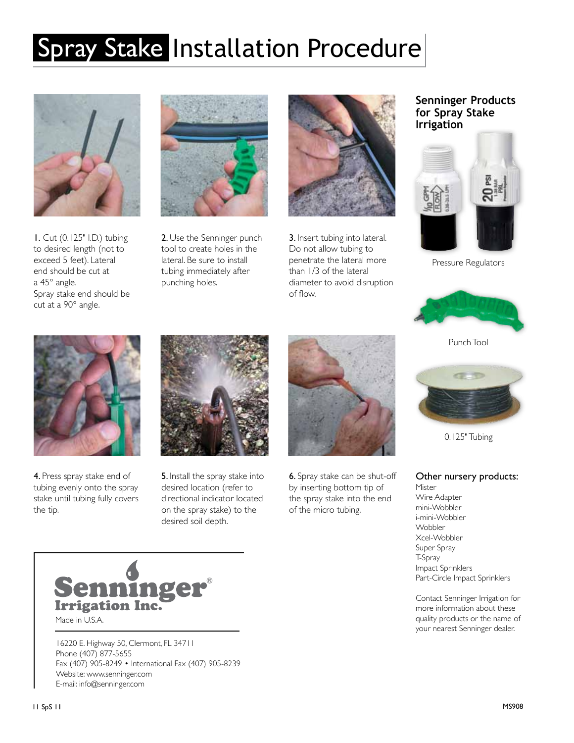# Spray Stake Installation Procedure

**1.** Cut (0.125" I.D.) tubing to desired length (not to exceed 5 feet). Lateral end should be cut at a 45° angle.
Spray stake end should be cut at a 90° angle.

**2.** Use the Senninger punch tool to create holes in the lateral. Be sure to install tubing immediately after punching holes.

**3.** Insert tubing into lateral. Do not allow tubing to penetrate the lateral more than 1/3 of the lateral diameter to avoid disruption of flow.

**4.** Press spray stake end of tubing evenly onto the spray stake until tubing fully covers the tip.

**5.** Install the spray stake into desired location (refer to directional indicator located on the spray stake) to the desired soil depth.

**6.** Spray stake can be shut-off by inserting bottom tip of the spray stake into the end of the micro tubing.

## Senninger Products for Spray Stake Irrigation

Pressure Regulators

Punch Tool

0.125" Tubing

### Other nursery products:

Mister
Wire Adapter
mini-Wobbler
i-mini-Wobbler
Wobbler
Xcel-Wobbler
Super Spray
T-Spray
Impact Sprinklers
Part-Circle Impact Sprinklers

Contact Senninger Irrigation for more information about these quality products or the name of your nearest Senninger dealer.

**Senninger® Irrigation Inc.**
Made in U.S.A.

16220 E. Highway 50, Clermont, FL 34711
Phone (407) 877-5655
Fax (407) 905-8249 • International Fax (407) 905-8239
Website: www.senninger.com
E-mail: info@senninger.com

11 SpS 11

MS908